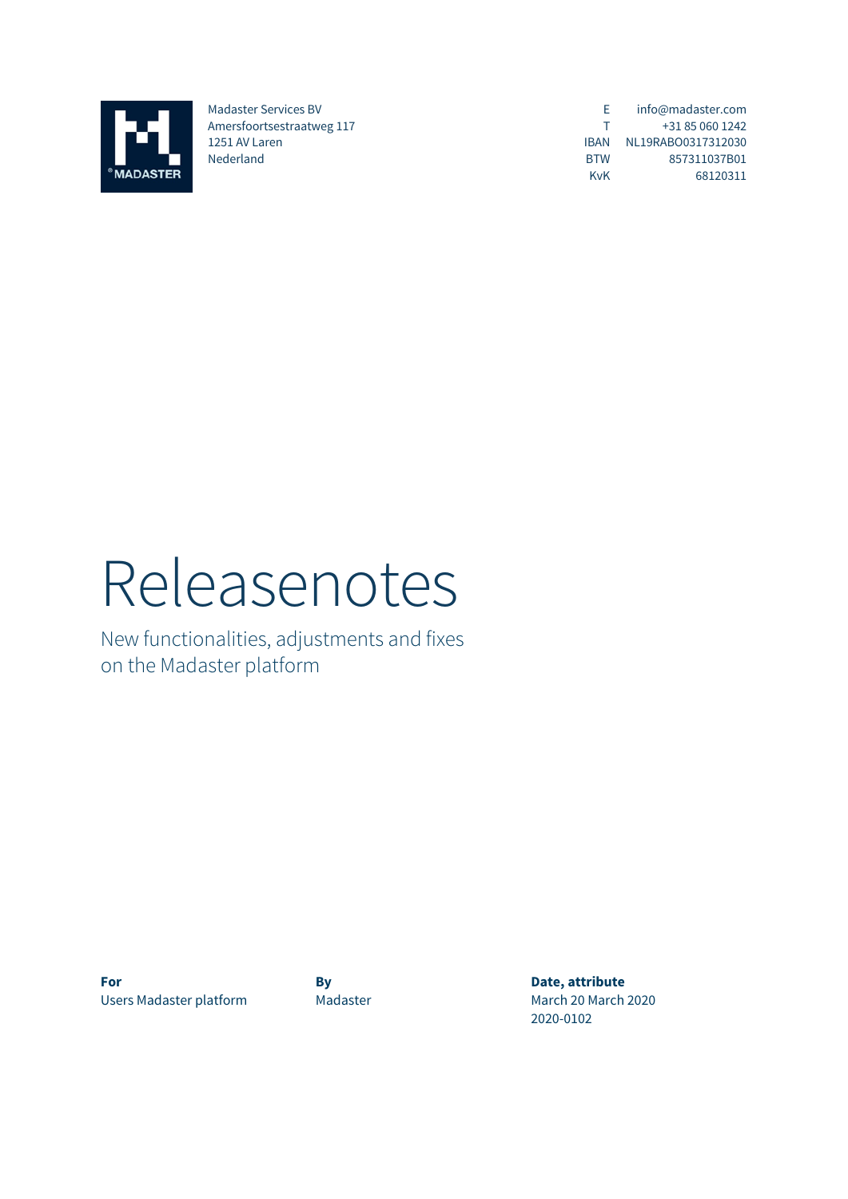Madaster Services BV
Amersfoortsestraatweg 117
1251 AV Laren
Nederland

| | |
|---|---|
| E | info@madaster.com |
| T | +31 85 060 1242 |
| IBAN | NL19RABO0317312030 |
| BTW | 857311037B01 |
| KvK | 68120311 |

# Releasenotes

New functionalities, adjustments and fixes
on the Madaster platform

**For**
Users Madaster platform

**By**
Madaster

**Date, attribute**
March 20 March 2020
2020-0102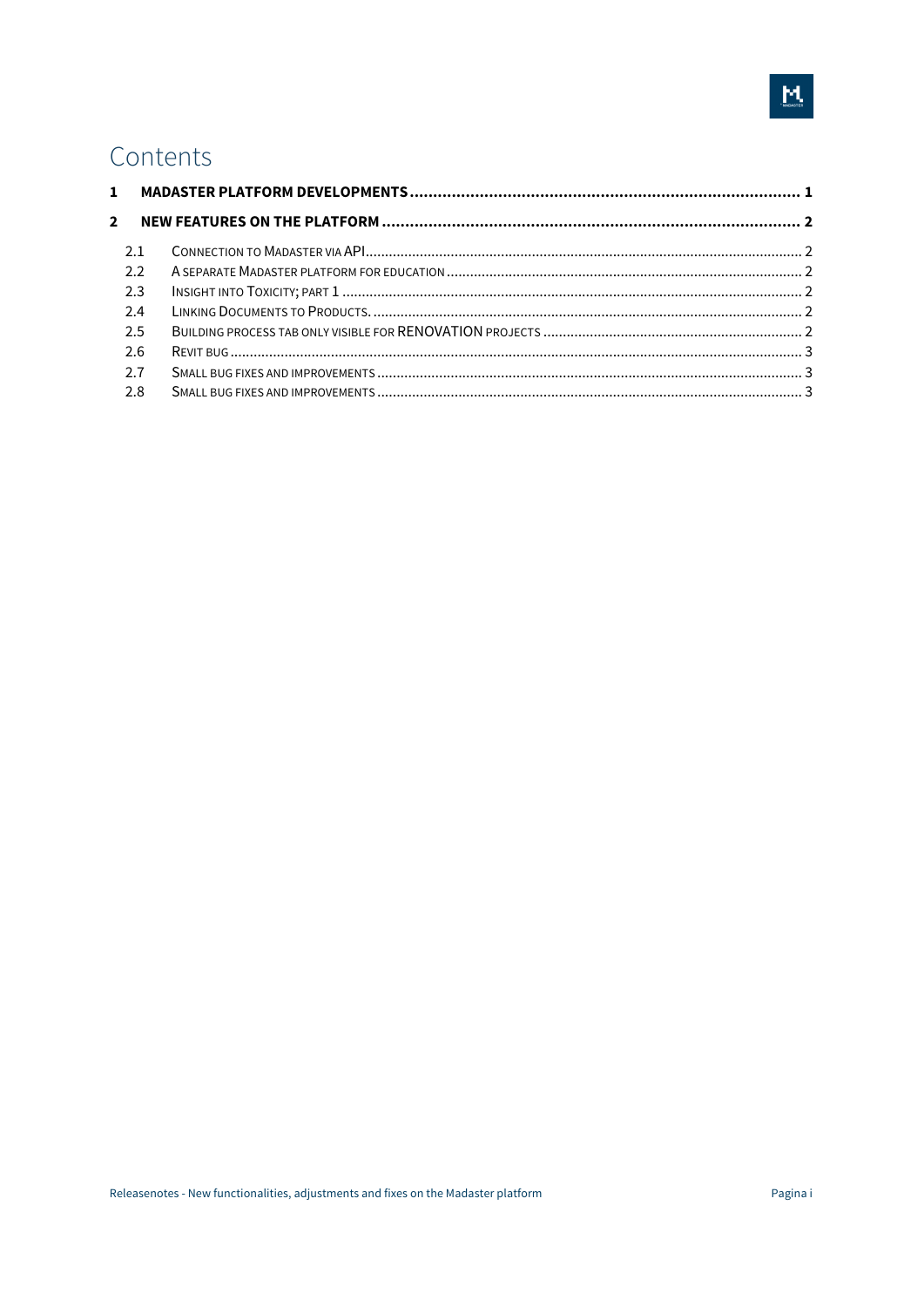# Contents

**1 MADASTER PLATFORM DEVELOPMENTS .................................................................................. 1**

**2 NEW FEATURES ON THE PLATFORM ........................................................................................ 2**

2.1 CONNECTION TO MADASTER VIA API ............................................................................................... 2

2.2 A SEPARATE MADASTER PLATFORM FOR EDUCATION ........................................................................... 2

2.3 INSIGHT INTO TOXICITY; PART 1 ..................................................................................................... 2

2.4 LINKING DOCUMENTS TO PRODUCTS. ............................................................................................. 2

2.5 BUILDING PROCESS TAB ONLY VISIBLE FOR RENOVATION PROJECTS .................................................. 2

2.6 REVIT BUG .................................................................................................................................. 3

2.7 SMALL BUG FIXES AND IMPROVEMENTS ............................................................................................ 3

2.8 SMALL BUG FIXES AND IMPROVEMENTS ............................................................................................ 3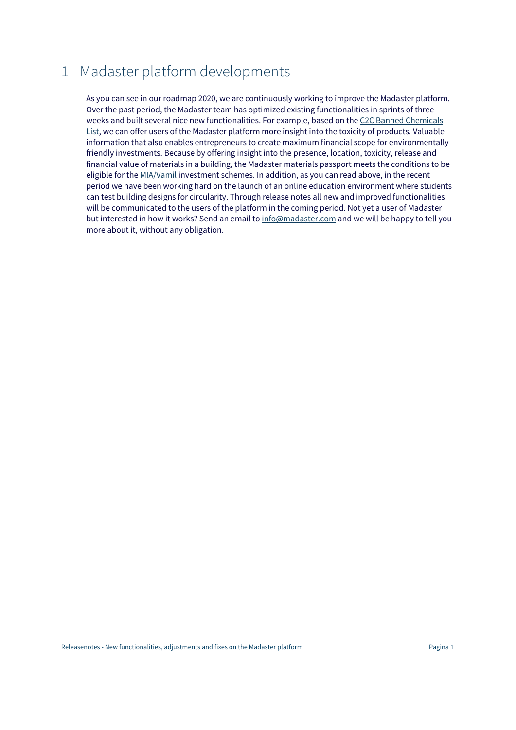# 1 Madaster platform developments

As you can see in our roadmap 2020, we are continuously working to improve the Madaster platform. Over the past period, the Madaster team has optimized existing functionalities in sprints of three weeks and built several nice new functionalities. For example, based on the C2C Banned Chemicals List, we can offer users of the Madaster platform more insight into the toxicity of products. Valuable information that also enables entrepreneurs to create maximum financial scope for environmentally friendly investments. Because by offering insight into the presence, location, toxicity, release and financial value of materials in a building, the Madaster materials passport meets the conditions to be eligible for the MIA/Vamil investment schemes. In addition, as you can read above, in the recent period we have been working hard on the launch of an online education environment where students can test building designs for circularity. Through release notes all new and improved functionalities will be communicated to the users of the platform in the coming period. Not yet a user of Madaster but interested in how it works? Send an email to info@madaster.com and we will be happy to tell you more about it, without any obligation.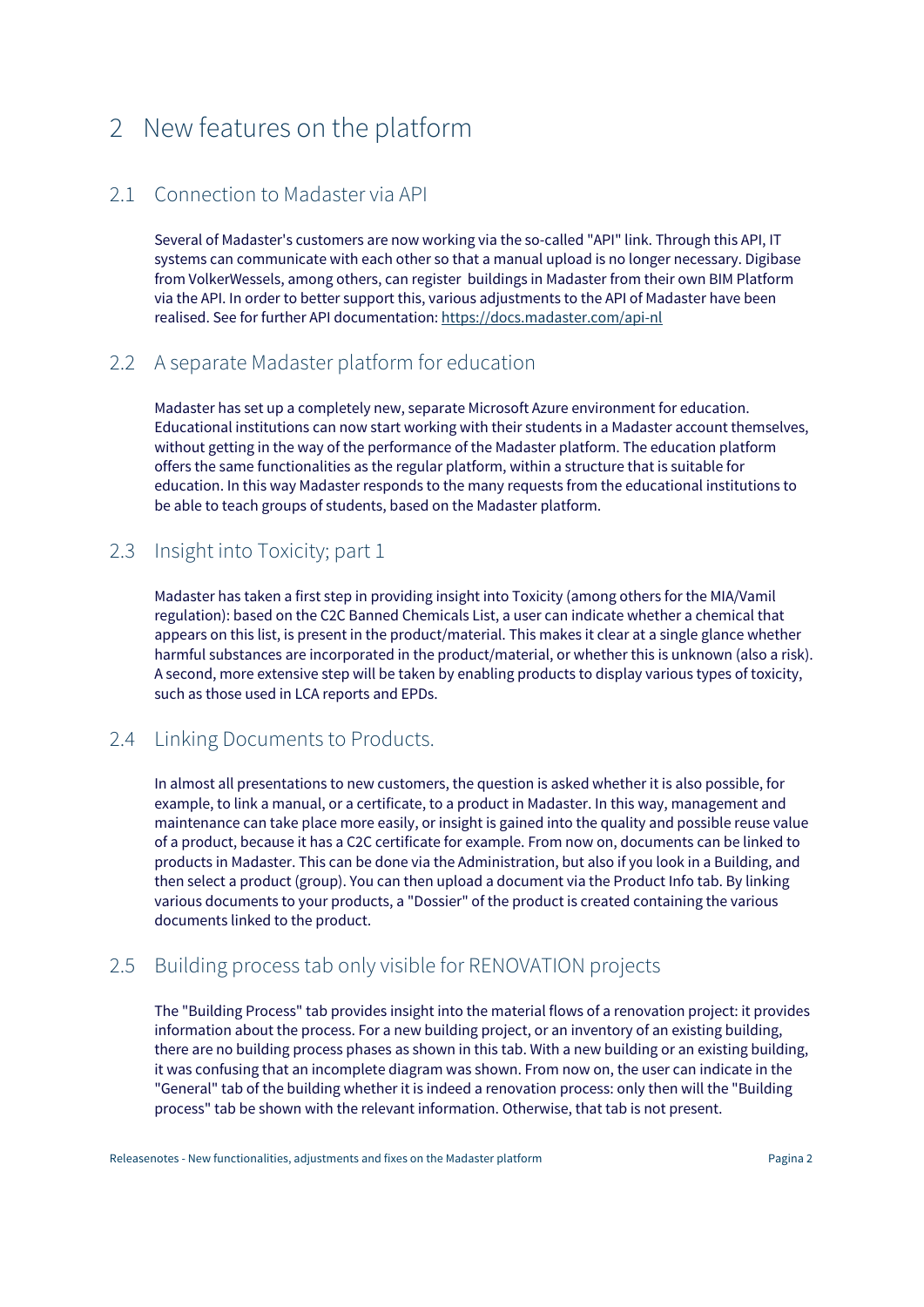# 2 New features on the platform

## 2.1 Connection to Madaster via API

Several of Madaster's customers are now working via the so-called "API" link. Through this API, IT systems can communicate with each other so that a manual upload is no longer necessary. Digibase from VolkerWessels, among others, can register buildings in Madaster from their own BIM Platform via the API. In order to better support this, various adjustments to the API of Madaster have been realised. See for further API documentation: https://docs.madaster.com/api-nl

## 2.2 A separate Madaster platform for education

Madaster has set up a completely new, separate Microsoft Azure environment for education. Educational institutions can now start working with their students in a Madaster account themselves, without getting in the way of the performance of the Madaster platform. The education platform offers the same functionalities as the regular platform, within a structure that is suitable for education. In this way Madaster responds to the many requests from the educational institutions to be able to teach groups of students, based on the Madaster platform.

## 2.3 Insight into Toxicity; part 1

Madaster has taken a first step in providing insight into Toxicity (among others for the MIA/Vamil regulation): based on the C2C Banned Chemicals List, a user can indicate whether a chemical that appears on this list, is present in the product/material. This makes it clear at a single glance whether harmful substances are incorporated in the product/material, or whether this is unknown (also a risk). A second, more extensive step will be taken by enabling products to display various types of toxicity, such as those used in LCA reports and EPDs.

## 2.4 Linking Documents to Products.

In almost all presentations to new customers, the question is asked whether it is also possible, for example, to link a manual, or a certificate, to a product in Madaster. In this way, management and maintenance can take place more easily, or insight is gained into the quality and possible reuse value of a product, because it has a C2C certificate for example. From now on, documents can be linked to products in Madaster. This can be done via the Administration, but also if you look in a Building, and then select a product (group). You can then upload a document via the Product Info tab. By linking various documents to your products, a "Dossier" of the product is created containing the various documents linked to the product.

## 2.5 Building process tab only visible for RENOVATION projects

The "Building Process" tab provides insight into the material flows of a renovation project: it provides information about the process. For a new building project, or an inventory of an existing building, there are no building process phases as shown in this tab. With a new building or an existing building, it was confusing that an incomplete diagram was shown. From now on, the user can indicate in the "General" tab of the building whether it is indeed a renovation process: only then will the "Building process" tab be shown with the relevant information. Otherwise, that tab is not present.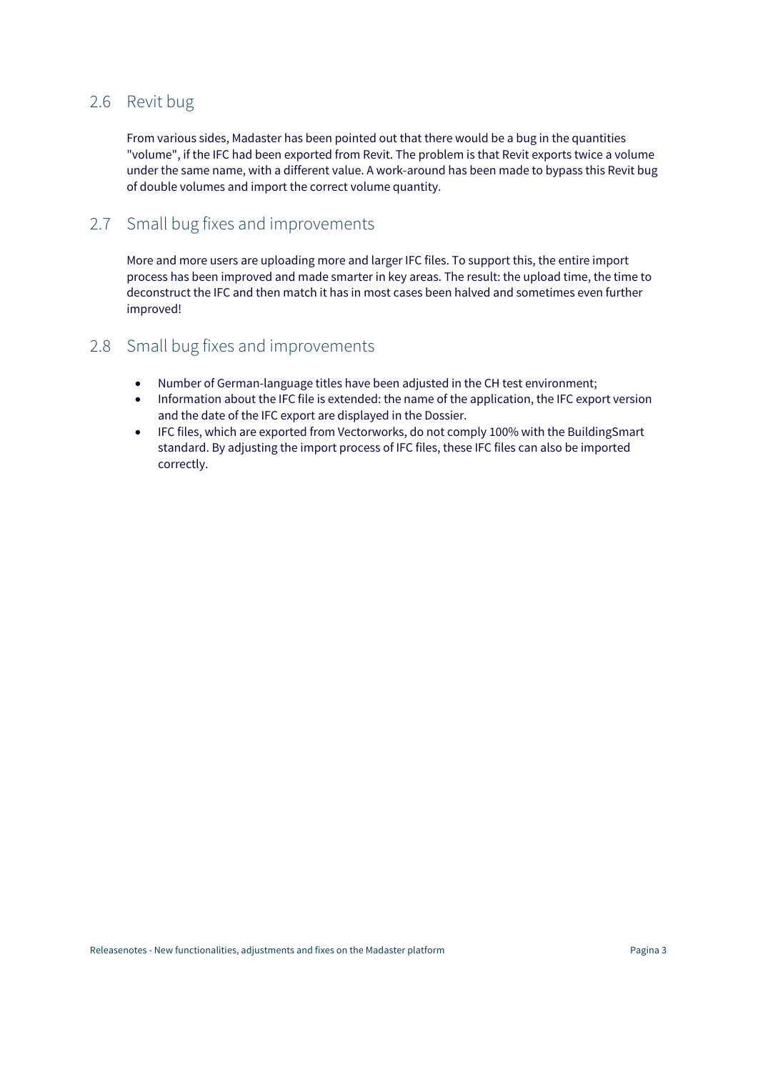## 2.6 Revit bug

From various sides, Madaster has been pointed out that there would be a bug in the quantities "volume", if the IFC had been exported from Revit. The problem is that Revit exports twice a volume under the same name, with a different value. A work-around has been made to bypass this Revit bug of double volumes and import the correct volume quantity.

## 2.7 Small bug fixes and improvements

More and more users are uploading more and larger IFC files. To support this, the entire import process has been improved and made smarter in key areas. The result: the upload time, the time to deconstruct the IFC and then match it has in most cases been halved and sometimes even further improved!

## 2.8 Small bug fixes and improvements

- Number of German-language titles have been adjusted in the CH test environment;
- Information about the IFC file is extended: the name of the application, the IFC export version and the date of the IFC export are displayed in the Dossier.
- IFC files, which are exported from Vectorworks, do not comply 100% with the BuildingSmart standard. By adjusting the import process of IFC files, these IFC files can also be imported correctly.